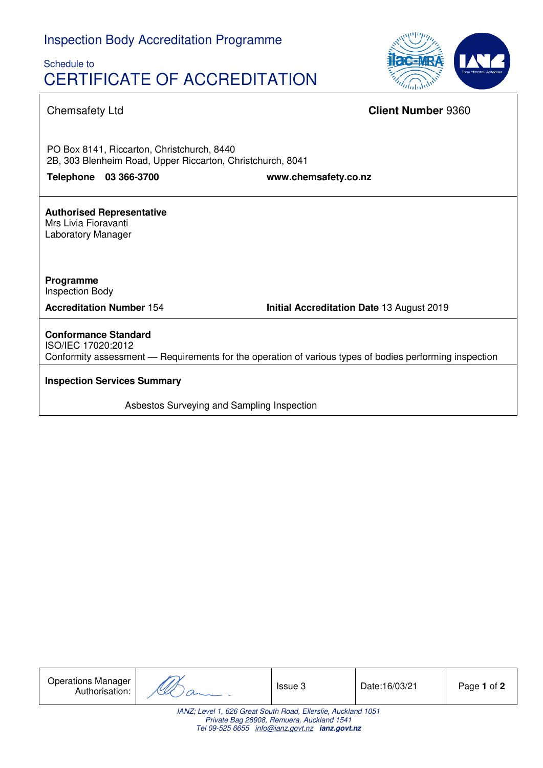Inspection Body Accreditation Programme

Schedule to

# CERTIFICATE OF ACCREDITATION

Chemsafety Ltd

**Client Number** 9360

PO Box 8141, Riccarton, Christchurch, 8440
2B, 303 Blenheim Road, Upper Riccarton, Christchurch, 8041

**Telephone 03 366-3700** **www.chemsafety.co.nz**

**Authorised Representative**
Mrs Livia Fioravanti
Laboratory Manager

**Programme**
Inspection Body

**Accreditation Number** 154 **Initial Accreditation Date** 13 August 2019

**Conformance Standard**
ISO/IEC 17020:2012
Conformity assessment — Requirements for the operation of various types of bodies performing inspection

**Inspection Services Summary**

Asbestos Surveying and Sampling Inspection

| Operations Manager Authorisation: | | Issue 3 | Date:16/03/21 |
|---|---|---|---|

*IANZ; Level 1, 626 Great South Road, Ellerslie, Auckland 1051*
*Private Bag 28908, Remuera, Auckland 1541*
*Tel 09-525 6655 info@ianz.govt.nz* ***ianz.govt.nz***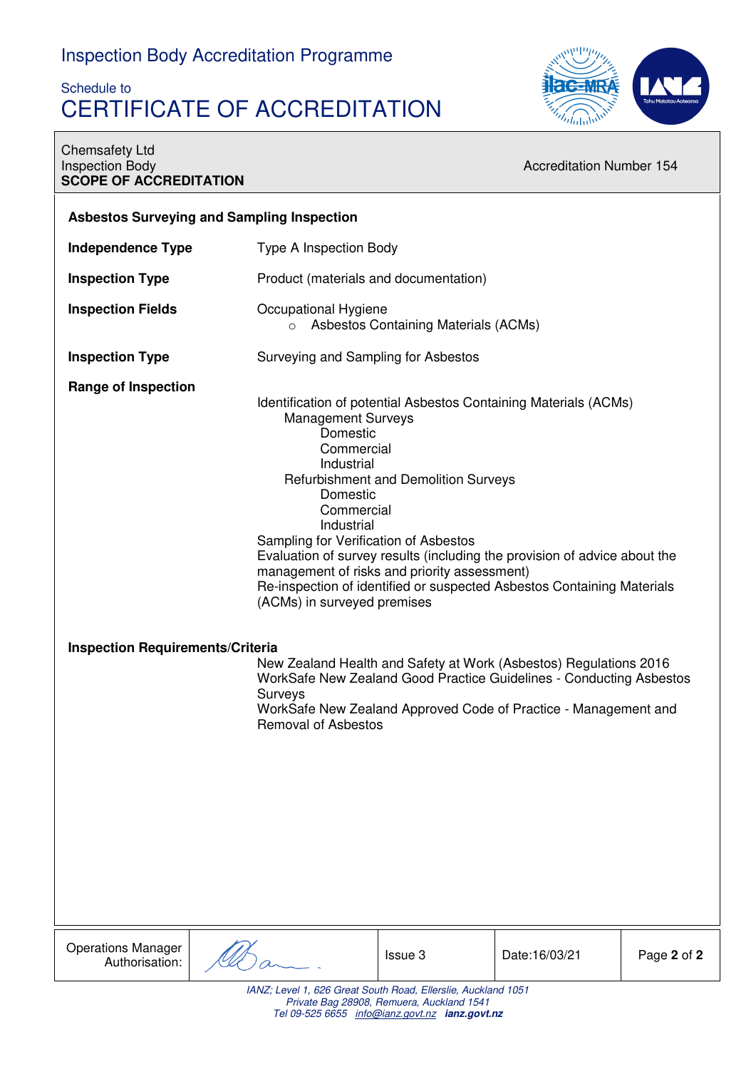# Inspection Body Accreditation Programme

## Schedule to
# CERTIFICATE OF ACCREDITATION

Chemsafety Ltd
Inspection Body
**SCOPE OF ACCREDITATION**

Accreditation Number 154

**Asbestos Surveying and Sampling Inspection**

**Independence Type** Type A Inspection Body

**Inspection Type** Product (materials and documentation)

**Inspection Fields** Occupational Hygiene
- Asbestos Containing Materials (ACMs)

**Inspection Type** Surveying and Sampling for Asbestos

**Range of Inspection**

Identification of potential Asbestos Containing Materials (ACMs)
- Management Surveys
  - Domestic
  - Commercial
  - Industrial
- Refurbishment and Demolition Surveys
  - Domestic
  - Commercial
  - Industrial

Sampling for Verification of Asbestos
Evaluation of survey results (including the provision of advice about the management of risks and priority assessment)
Re-inspection of identified or suspected Asbestos Containing Materials (ACMs) in surveyed premises

**Inspection Requirements/Criteria**

New Zealand Health and Safety at Work (Asbestos) Regulations 2016
WorkSafe New Zealand Good Practice Guidelines - Conducting Asbestos Surveys
WorkSafe New Zealand Approved Code of Practice - Management and Removal of Asbestos

| | | | | |
|---|---|---|---|---|
| Operations Manager Authorisation: | | Issue 3 | Date:16/03/21 | |